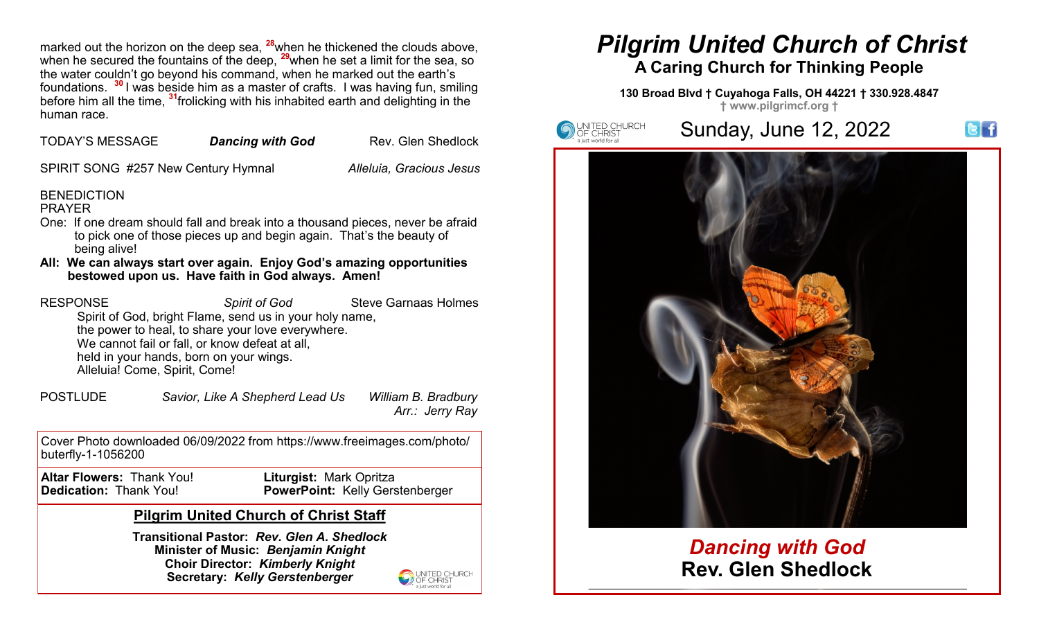marked out the horizon on the deep sea, [28]when he thickened the clouds above, when he secured the fountains of the deep, [29]when he set a limit for the sea, so the water couldn't go beyond his command, when he marked out the earth's foundations. [30] I was beside him as a master of crafts. I was having fun, smiling before him all the time, [31]frolicking with his inhabited earth and delighting in the human race.

TODAY'S MESSAGE — ***Dancing with God*** — Rev. Glen Shedlock

SPIRIT SONG #257 New Century Hymnal — *Alleluia, Gracious Jesus*

BENEDICTION

PRAYER

One: If one dream should fall and break into a thousand pieces, never be afraid to pick one of those pieces up and begin again. That's the beauty of being alive!

**All: We can always start over again. Enjoy God's amazing opportunities bestowed upon us. Have faith in God always. Amen!**

RESPONSE — *Spirit of God* — Steve Garnaas Holmes

Spirit of God, bright Flame, send us in your holy name,
the power to heal, to share your love everywhere.
We cannot fail or fall, or know defeat at all,
held in your hands, born on your wings.
Alleluia! Come, Spirit, Come!

POSTLUDE — *Savior, Like A Shepherd Lead Us* — *William B. Bradbury*
*Arr.: Jerry Ray*

Cover Photo downloaded 06/09/2022 from https://www.freeimages.com/photo/buterfly-1-1056200

**Altar Flowers:** Thank You!
**Dedication:** Thank You!
**Liturgist:** Mark Opritza
**PowerPoint:** Kelly Gerstenberger

## Pilgrim United Church of Christ Staff

**Transitional Pastor:** ***Rev. Glen A. Shedlock***
**Minister of Music:** ***Benjamin Knight***
**Choir Director:** ***Kimberly Knight***
**Secretary:** ***Kelly Gerstenberger***

United Church of Christ — a just world for all

# *Pilgrim United Church of Christ*

## A Caring Church for Thinking People

**130 Broad Blvd † Cuyahoga Falls, OH 44221 † 330.928.4847**
**† www.pilgrimcf.org †**

United Church of Christ — a just world for all

Sunday, June 12, 2022

## *Dancing with God*

## Rev. Glen Shedlock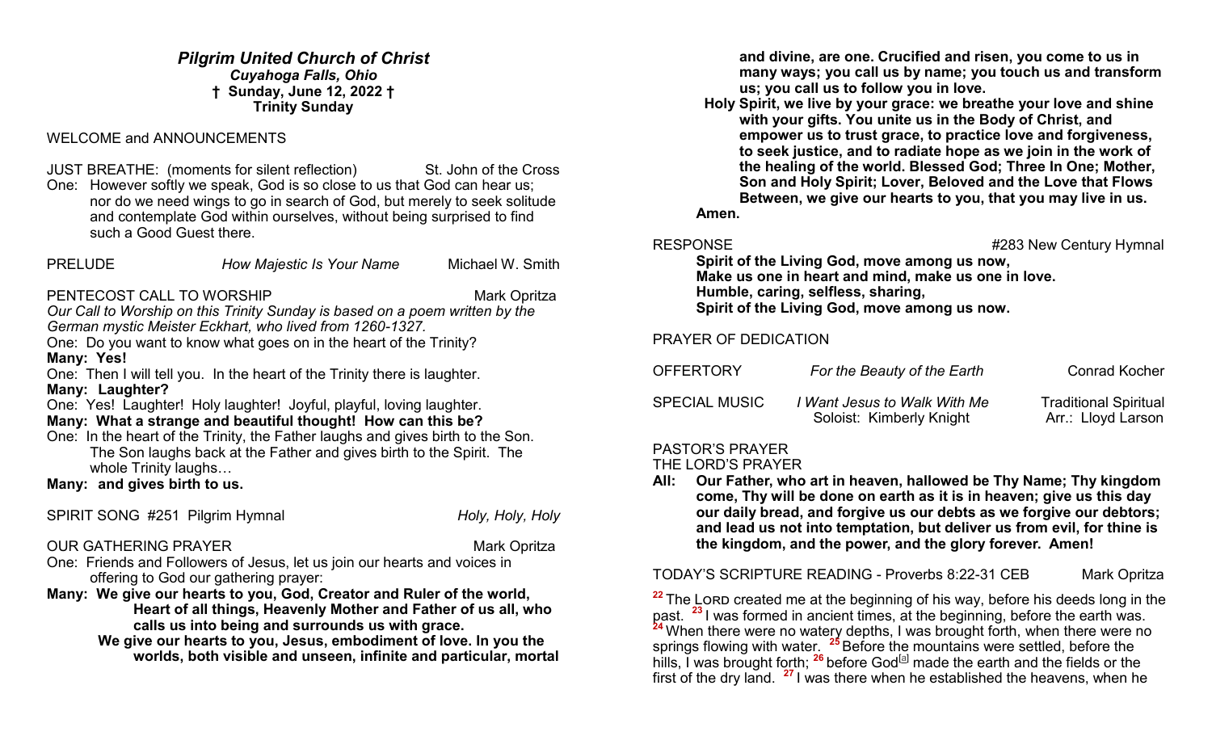### *Pilgrim United Church of Christ*
***Cuyahoga Falls, Ohio***
**† Sunday, June 12, 2022 †**
**Trinity Sunday**

WELCOME and ANNOUNCEMENTS

JUST BREATHE: (moments for silent reflection) St. John of the Cross

One: However softly we speak, God is so close to us that God can hear us; nor do we need wings to go in search of God, but merely to seek solitude and contemplate God within ourselves, without being surprised to find such a Good Guest there.

PRELUDE *How Majestic Is Your Name* Michael W. Smith

PENTECOST CALL TO WORSHIP Mark Opritza

*Our Call to Worship on this Trinity Sunday is based on a poem written by the German mystic Meister Eckhart, who lived from 1260-1327.*

One: Do you want to know what goes on in the heart of the Trinity?

**Many: Yes!**

One: Then I will tell you. In the heart of the Trinity there is laughter.

**Many: Laughter?**

One: Yes! Laughter! Holy laughter! Joyful, playful, loving laughter.

**Many: What a strange and beautiful thought! How can this be?**

One: In the heart of the Trinity, the Father laughs and gives birth to the Son. The Son laughs back at the Father and gives birth to the Spirit. The whole Trinity laughs…

**Many: and gives birth to us.**

SPIRIT SONG #251 Pilgrim Hymnal *Holy, Holy, Holy*

OUR GATHERING PRAYER Mark Opritza

One: Friends and Followers of Jesus, let us join our hearts and voices in offering to God our gathering prayer:

**Many: We give our hearts to you, God, Creator and Ruler of the world, Heart of all things, Heavenly Mother and Father of us all, who calls us into being and surrounds us with grace.**

**We give our hearts to you, Jesus, embodiment of love. In you the worlds, both visible and unseen, infinite and particular, mortal and divine, are one. Crucified and risen, you come to us in many ways; you call us by name; you touch us and transform us; you call us to follow you in love.**

**Holy Spirit, we live by your grace: we breathe your love and shine with your gifts. You unite us in the Body of Christ, and empower us to trust grace, to practice love and forgiveness, to seek justice, and to radiate hope as we join in the work of the healing of the world. Blessed God; Three In One; Mother, Son and Holy Spirit; Lover, Beloved and the Love that Flows Between, we give our hearts to you, that you may live in us. Amen.**

RESPONSE #283 New Century Hymnal

**Spirit of the Living God, move among us now,**
**Make us one in heart and mind, make us one in love.**
**Humble, caring, selfless, sharing,**
**Spirit of the Living God, move among us now.**

PRAYER OF DEDICATION

OFFERTORY *For the Beauty of the Earth* Conrad Kocher

SPECIAL MUSIC *I Want Jesus to Walk With Me* Traditional Spiritual
Soloist: Kimberly Knight Arr.: Lloyd Larson

PASTOR'S PRAYER

THE LORD'S PRAYER

**All: Our Father, who art in heaven, hallowed be Thy Name; Thy kingdom come, Thy will be done on earth as it is in heaven; give us this day our daily bread, and forgive us our debts as we forgive our debtors; and lead us not into temptation, but deliver us from evil, for thine is the kingdom, and the power, and the glory forever. Amen!**

TODAY'S SCRIPTURE READING - Proverbs 8:22-31 CEB Mark Opritza

[22] The LORD created me at the beginning of his way, before his deeds long in the past. [23] I was formed in ancient times, at the beginning, before the earth was. [24] When there were no watery depths, I was brought forth, when there were no springs flowing with water. [25] Before the mountains were settled, before the hills, I was brought forth; [26] before God[a] made the earth and the fields or the first of the dry land. [27] I was there when he established the heavens, when he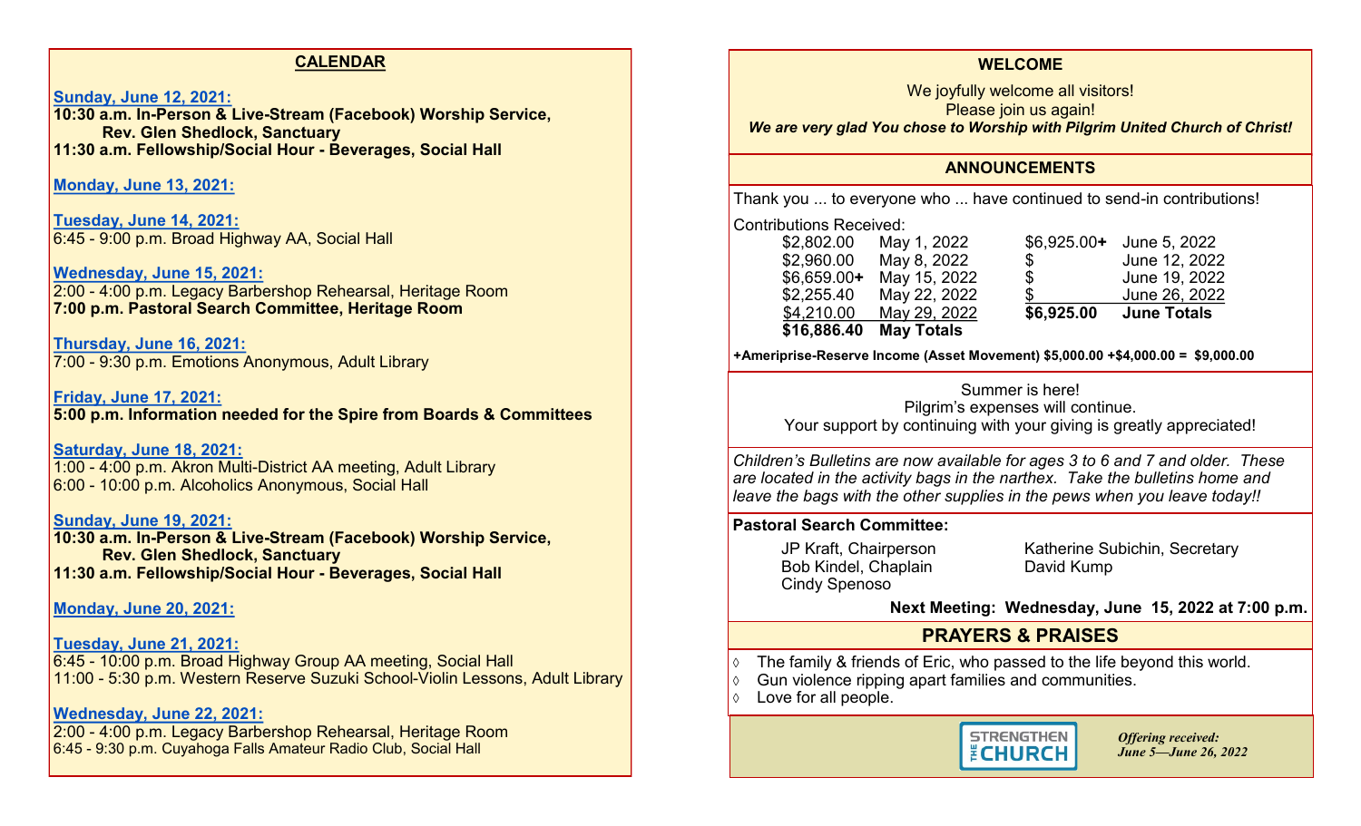## CALENDAR

**Sunday, June 12, 2021:**
**10:30 a.m. In-Person & Live-Stream (Facebook) Worship Service, Rev. Glen Shedlock, Sanctuary**
**11:30 a.m. Fellowship/Social Hour - Beverages, Social Hall**

**Monday, June 13, 2021:**

**Tuesday, June 14, 2021:**
6:45 - 9:00 p.m. Broad Highway AA, Social Hall

**Wednesday, June 15, 2021:**
2:00 - 4:00 p.m. Legacy Barbershop Rehearsal, Heritage Room
**7:00 p.m. Pastoral Search Committee, Heritage Room**

**Thursday, June 16, 2021:**
7:00 - 9:30 p.m. Emotions Anonymous, Adult Library

**Friday, June 17, 2021:**
**5:00 p.m. Information needed for the Spire from Boards & Committees**

**Saturday, June 18, 2021:**
1:00 - 4:00 p.m. Akron Multi-District AA meeting, Adult Library
6:00 - 10:00 p.m. Alcoholics Anonymous, Social Hall

**Sunday, June 19, 2021:**
**10:30 a.m. In-Person & Live-Stream (Facebook) Worship Service, Rev. Glen Shedlock, Sanctuary**
**11:30 a.m. Fellowship/Social Hour - Beverages, Social Hall**

**Monday, June 20, 2021:**

**Tuesday, June 21, 2021:**
6:45 - 10:00 p.m. Broad Highway Group AA meeting, Social Hall
11:00 - 5:30 p.m. Western Reserve Suzuki School-Violin Lessons, Adult Library

**Wednesday, June 22, 2021:**
2:00 - 4:00 p.m. Legacy Barbershop Rehearsal, Heritage Room
6:45 - 9:30 p.m. Cuyahoga Falls Amateur Radio Club, Social Hall

## WELCOME

We joyfully welcome all visitors!
Please join us again!
***We are very glad You chose to Worship with Pilgrim United Church of Christ!***

## ANNOUNCEMENTS

Thank you ... to everyone who ... have continued to send-in contributions!

Contributions Received:

| | | | |
|---|---|---|---|
| $2,802.00 | May 1, 2022 | $6,925.00**+** | June 5, 2022 |
| $2,960.00 | May 8, 2022 | $ | June 12, 2022 |
| $6,659.00**+** | May 15, 2022 | $ | June 19, 2022 |
| $2,255.40 | May 22, 2022 | $ | June 26, 2022 |
| $4,210.00 | May 29, 2022 | **$6,925.00** | **June Totals** |
| **$16,886.40** | **May Totals** | | |

**+Ameriprise-Reserve Income (Asset Movement) $5,000.00 +$4,000.00 = $9,000.00**

Summer is here!
Pilgrim's expenses will continue.
Your support by continuing with your giving is greatly appreciated!

*Children's Bulletins are now available for ages 3 to 6 and 7 and older. These are located in the activity bags in the narthex. Take the bulletins home and leave the bags with the other supplies in the pews when you leave today!!*

**Pastoral Search Committee:**

JP Kraft, Chairperson
Katherine Subichin, Secretary
Bob Kindel, Chaplain
David Kump
Cindy Spenoso

**Next Meeting: Wednesday, June 15, 2022 at 7:00 p.m.**

## PRAYERS & PRAISES

- The family & friends of Eric, who passed to the life beyond this world.
- Gun violence ripping apart families and communities.
- Love for all people.

STRENGTHEN THE CHURCH

***Offering received: June 5—June 26, 2022***